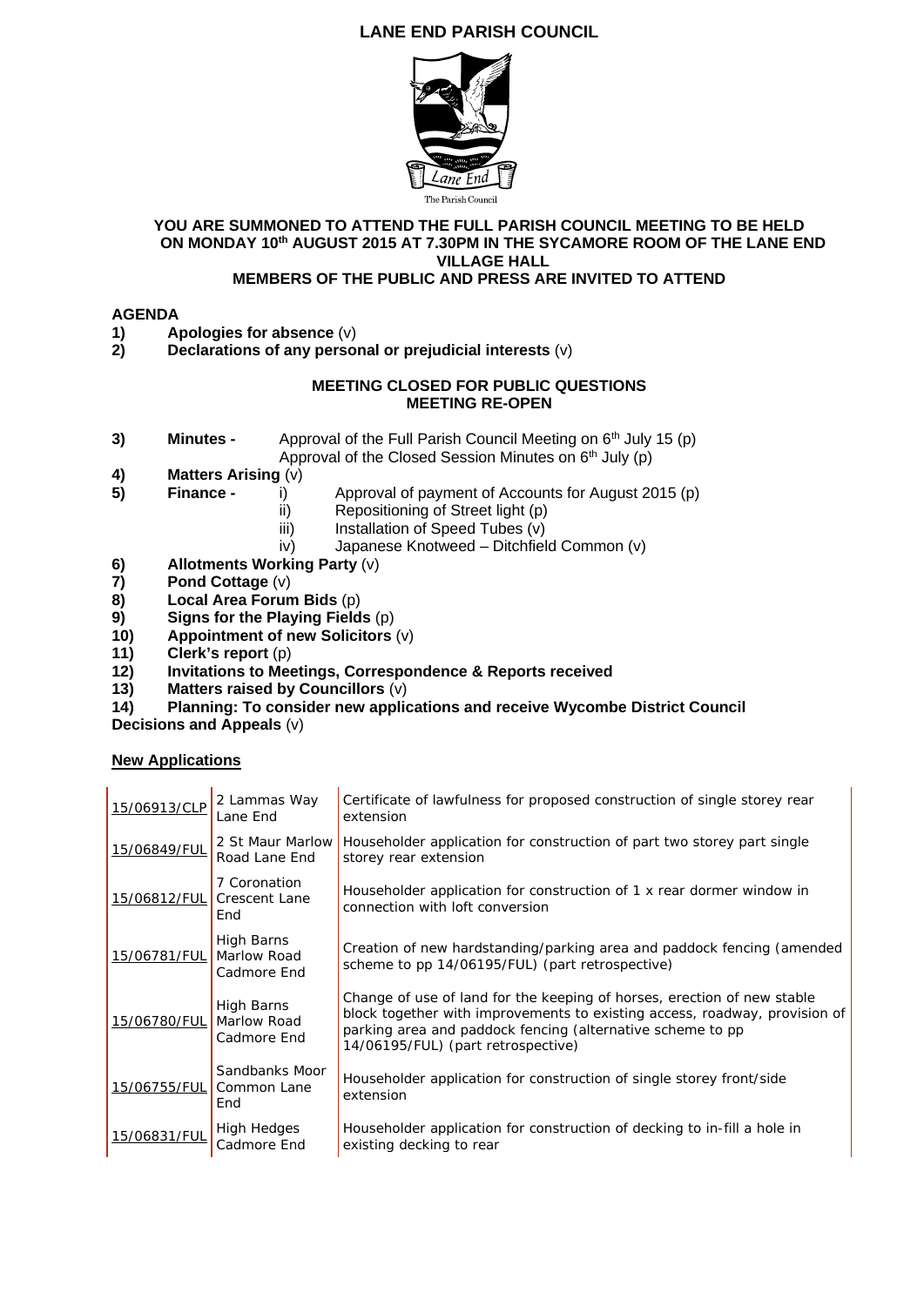# LANE END PARISH COUNCIL

The Parish Council

**YOU ARE SUMMONED TO ATTEND THE FULL PARISH COUNCIL MEETING TO BE HELD ON MONDAY 10th AUGUST 2015 AT 7.30PM IN THE SYCAMORE ROOM OF THE LANE END VILLAGE HALL**

**MEMBERS OF THE PUBLIC AND PRESS ARE INVITED TO ATTEND**

**AGENDA**

1) **Apologies for absence** (v)
2) **Declarations of any personal or prejudicial interests** (v)

**MEETING CLOSED FOR PUBLIC QUESTIONS**
**MEETING RE-OPEN**

3) **Minutes -** Approval of the Full Parish Council Meeting on 6th July 15 (p)
   Approval of the Closed Session Minutes on 6th July (p)
4) **Matters Arising** (v)
5) **Finance -**
   i) Approval of payment of Accounts for August 2015 (p)
   ii) Repositioning of Street light (p)
   iii) Installation of Speed Tubes (v)
   iv) Japanese Knotweed – Ditchfield Common (v)
6) **Allotments Working Party** (v)
7) **Pond Cottage** (v)
8) **Local Area Forum Bids** (p)
9) **Signs for the Playing Fields** (p)
10) **Appointment of new Solicitors** (v)
11) **Clerk's report** (p)
12) **Invitations to Meetings, Correspondence & Reports received**
13) **Matters raised by Councillors** (v)
14) **Planning: To consider new applications and receive Wycombe District Council Decisions and Appeals** (v)

**New Applications**

| | | |
|---|---|---|
| 15/06913/CLP | 2 Lammas Way Lane End | Certificate of lawfulness for proposed construction of single storey rear extension |
| 15/06849/FUL | 2 St Maur Marlow Road Lane End | Householder application for construction of part two storey part single storey rear extension |
| 15/06812/FUL | 7 Coronation Crescent Lane End | Householder application for construction of 1 x rear dormer window in connection with loft conversion |
| 15/06781/FUL | High Barns Marlow Road Cadmore End | Creation of new hardstanding/parking area and paddock fencing (amended scheme to pp 14/06195/FUL) (part retrospective) |
| 15/06780/FUL | High Barns Marlow Road Cadmore End | Change of use of land for the keeping of horses, erection of new stable block together with improvements to existing access, roadway, provision of parking area and paddock fencing (alternative scheme to pp 14/06195/FUL) (part retrospective) |
| 15/06755/FUL | Sandbanks Moor Common Lane End | Householder application for construction of single storey front/side extension |
| 15/06831/FUL | High Hedges Cadmore End | Householder application for construction of decking to in-fill a hole in existing decking to rear |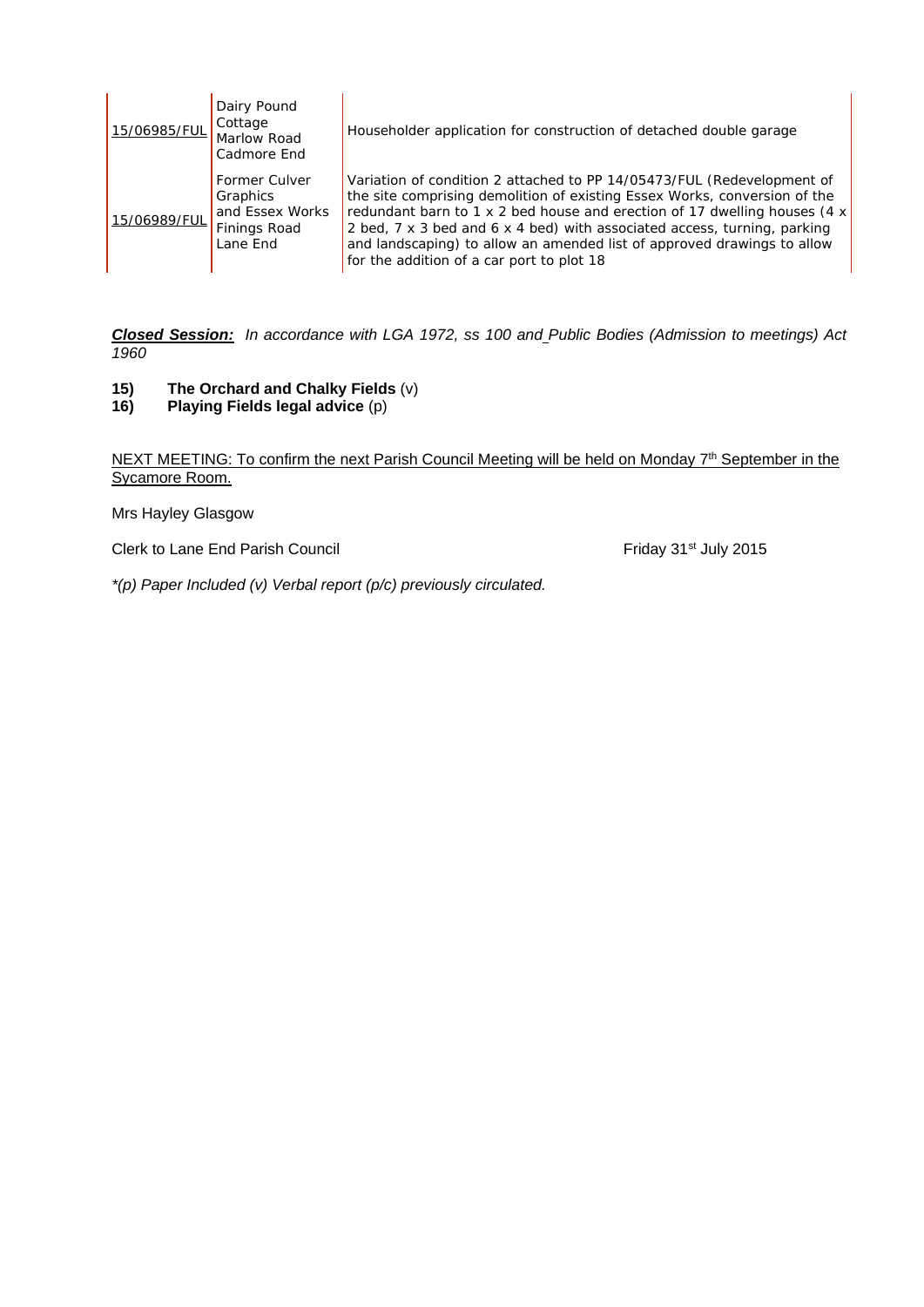| | | |
|---|---|---|
| 15/06985/FUL | Dairy Pound Cottage Marlow Road Cadmore End | Householder application for construction of detached double garage |
| 15/06989/FUL | Former Culver Graphics and Essex Works Finings Road Lane End | Variation of condition 2 attached to PP 14/05473/FUL (Redevelopment of the site comprising demolition of existing Essex Works, conversion of the redundant barn to 1 x 2 bed house and erection of 17 dwelling houses (4 x 2 bed, 7 x 3 bed and 6 x 4 bed) with associated access, turning, parking and landscaping) to allow an amended list of approved drawings to allow for the addition of a car port to plot 18 |

***Closed Session:*** *In accordance with LGA 1972, ss 100 and Public Bodies (Admission to meetings) Act 1960*

**15) The Orchard and Chalky Fields** (v)
**16) Playing Fields legal advice** (p)

NEXT MEETING: To confirm the next Parish Council Meeting will be held on Monday 7th September in the Sycamore Room.

Mrs Hayley Glasgow

Clerk to Lane End Parish Council — Friday 31st July 2015

*\*(p) Paper Included (v) Verbal report (p/c) previously circulated.*